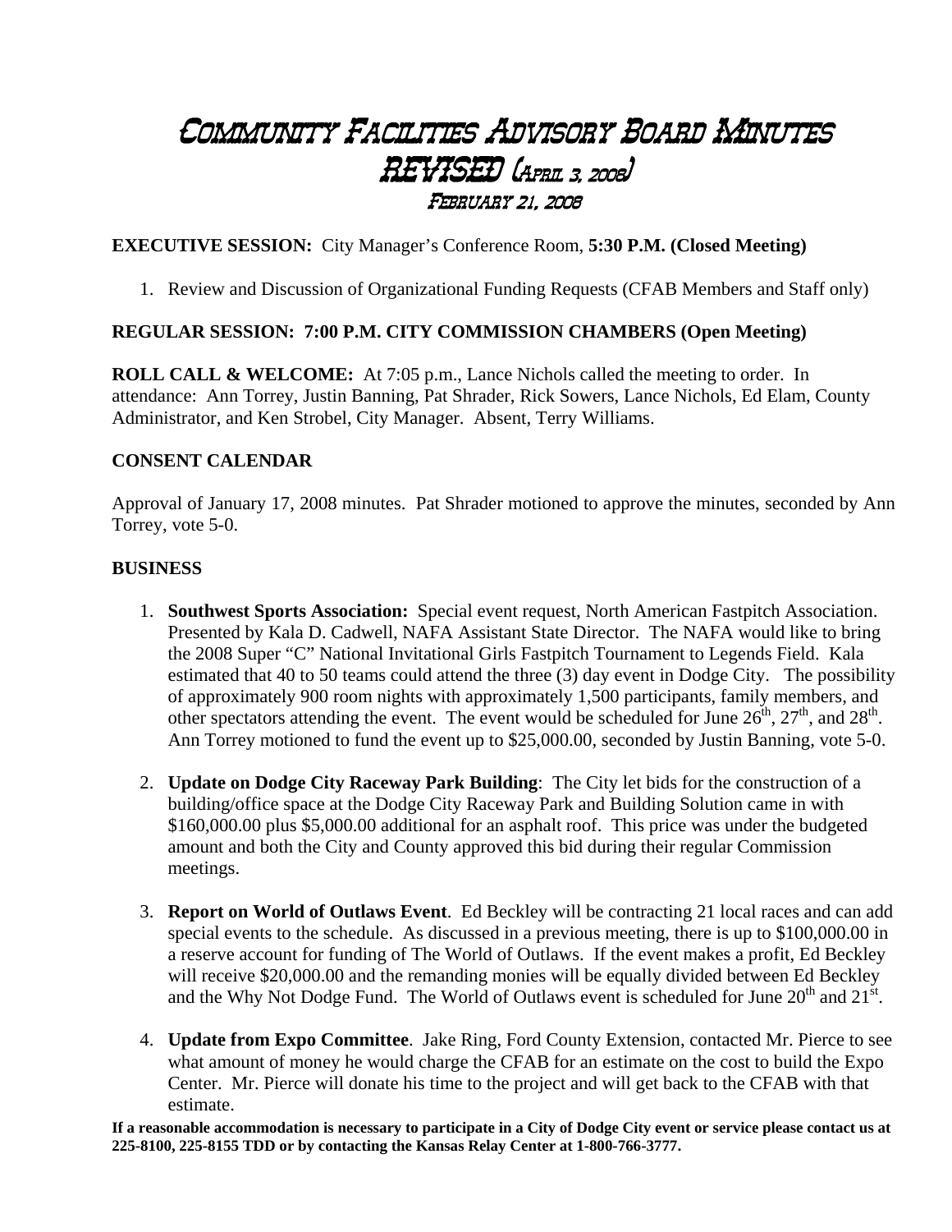# Community Facilities Advisory Board Minutes
## REVISED (April 3, 2008)
### February 21, 2008

**EXECUTIVE SESSION:** City Manager's Conference Room, **5:30 P.M. (Closed Meeting)**

1. Review and Discussion of Organizational Funding Requests (CFAB Members and Staff only)

**REGULAR SESSION: 7:00 P.M. CITY COMMISSION CHAMBERS (Open Meeting)**

**ROLL CALL & WELCOME:** At 7:05 p.m., Lance Nichols called the meeting to order. In attendance: Ann Torrey, Justin Banning, Pat Shrader, Rick Sowers, Lance Nichols, Ed Elam, County Administrator, and Ken Strobel, City Manager. Absent, Terry Williams.

**CONSENT CALENDAR**

Approval of January 17, 2008 minutes. Pat Shrader motioned to approve the minutes, seconded by Ann Torrey, vote 5-0.

**BUSINESS**

1. **Southwest Sports Association:** Special event request, North American Fastpitch Association. Presented by Kala D. Cadwell, NAFA Assistant State Director. The NAFA would like to bring the 2008 Super "C" National Invitational Girls Fastpitch Tournament to Legends Field. Kala estimated that 40 to 50 teams could attend the three (3) day event in Dodge City. The possibility of approximately 900 room nights with approximately 1,500 participants, family members, and other spectators attending the event. The event would be scheduled for June 26th, 27th, and 28th. Ann Torrey motioned to fund the event up to $25,000.00, seconded by Justin Banning, vote 5-0.

2. **Update on Dodge City Raceway Park Building**: The City let bids for the construction of a building/office space at the Dodge City Raceway Park and Building Solution came in with $160,000.00 plus $5,000.00 additional for an asphalt roof. This price was under the budgeted amount and both the City and County approved this bid during their regular Commission meetings.

3. **Report on World of Outlaws Event**. Ed Beckley will be contracting 21 local races and can add special events to the schedule. As discussed in a previous meeting, there is up to $100,000.00 in a reserve account for funding of The World of Outlaws. If the event makes a profit, Ed Beckley will receive $20,000.00 and the remanding monies will be equally divided between Ed Beckley and the Why Not Dodge Fund. The World of Outlaws event is scheduled for June 20th and 21st.

4. **Update from Expo Committee**. Jake Ring, Ford County Extension, contacted Mr. Pierce to see what amount of money he would charge the CFAB for an estimate on the cost to build the Expo Center. Mr. Pierce will donate his time to the project and will get back to the CFAB with that estimate.

**If a reasonable accommodation is necessary to participate in a City of Dodge City event or service please contact us at 225-8100, 225-8155 TDD or by contacting the Kansas Relay Center at 1-800-766-3777.**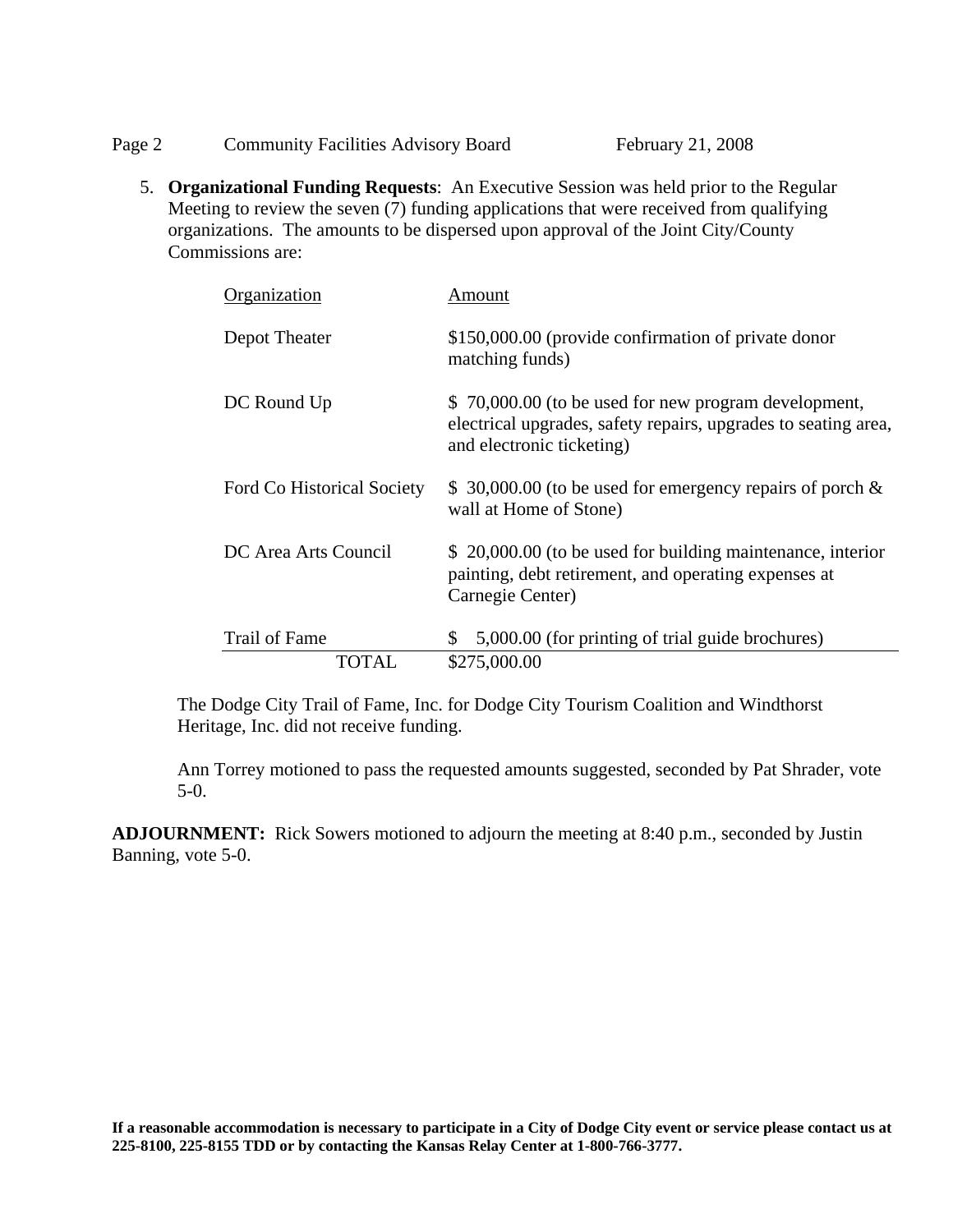5. **Organizational Funding Requests**: An Executive Session was held prior to the Regular Meeting to review the seven (7) funding applications that were received from qualifying organizations. The amounts to be dispersed upon approval of the Joint City/County Commissions are:

| Organization | Amount |
|---|---|
| Depot Theater | $150,000.00 (provide confirmation of private donor matching funds) |
| DC Round Up | $ 70,000.00 (to be used for new program development, electrical upgrades, safety repairs, upgrades to seating area, and electronic ticketing) |
| Ford Co Historical Society | $ 30,000.00 (to be used for emergency repairs of porch & wall at Home of Stone) |
| DC Area Arts Council | $ 20,000.00 (to be used for building maintenance, interior painting, debt retirement, and operating expenses at Carnegie Center) |
| Trail of Fame | $ 5,000.00 (for printing of trial guide brochures) |
| TOTAL | $275,000.00 |

The Dodge City Trail of Fame, Inc. for Dodge City Tourism Coalition and Windthorst Heritage, Inc. did not receive funding.

Ann Torrey motioned to pass the requested amounts suggested, seconded by Pat Shrader, vote 5-0.

**ADJOURNMENT:** Rick Sowers motioned to adjourn the meeting at 8:40 p.m., seconded by Justin Banning, vote 5-0.

**If a reasonable accommodation is necessary to participate in a City of Dodge City event or service please contact us at 225-8100, 225-8155 TDD or by contacting the Kansas Relay Center at 1-800-766-3777.**